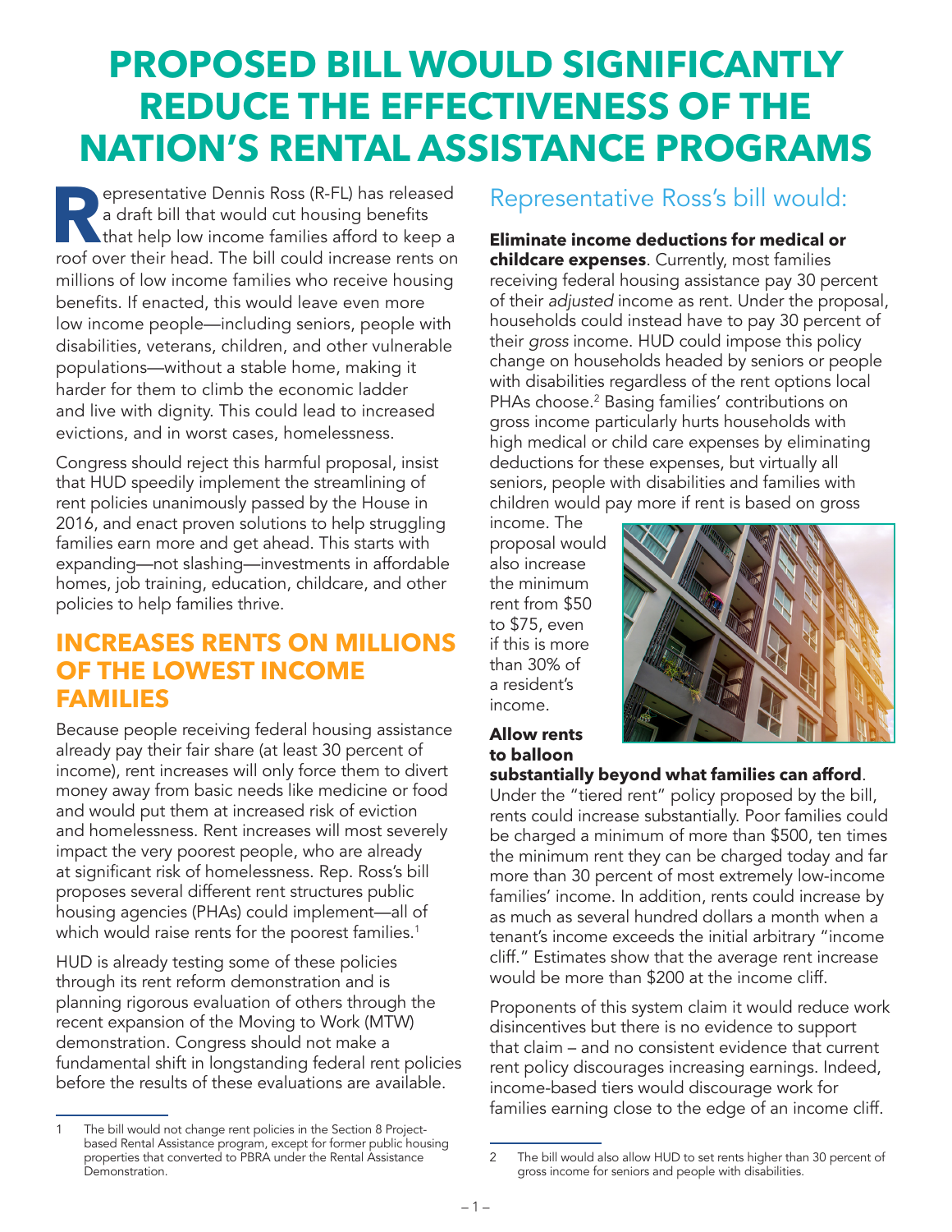# PROPOSED BILL WOULD SIGNIFICANTLY REDUCE THE EFFECTIVENESS OF THE NATION'S RENTAL ASSISTANCE PROGRAMS

Representative Dennis Ross (R-FL) has released a draft bill that would cut housing benefits that help low income families afford to keep a roof over their head. The bill could increase rents on millions of low income families who receive housing benefits. If enacted, this would leave even more low income people—including seniors, people with disabilities, veterans, children, and other vulnerable populations—without a stable home, making it harder for them to climb the economic ladder and live with dignity. This could lead to increased evictions, and in worst cases, homelessness.

Congress should reject this harmful proposal, insist that HUD speedily implement the streamlining of rent policies unanimously passed by the House in 2016, and enact proven solutions to help struggling families earn more and get ahead. This starts with expanding—not slashing—investments in affordable homes, job training, education, childcare, and other policies to help families thrive.

## INCREASES RENTS ON MILLIONS OF THE LOWEST INCOME FAMILIES

Because people receiving federal housing assistance already pay their fair share (at least 30 percent of income), rent increases will only force them to divert money away from basic needs like medicine or food and would put them at increased risk of eviction and homelessness. Rent increases will most severely impact the very poorest people, who are already at significant risk of homelessness. Rep. Ross's bill proposes several different rent structures public housing agencies (PHAs) could implement—all of which would raise rents for the poorest families.[1]

HUD is already testing some of these policies through its rent reform demonstration and is planning rigorous evaluation of others through the recent expansion of the Moving to Work (MTW) demonstration. Congress should not make a fundamental shift in longstanding federal rent policies before the results of these evaluations are available.

## Representative Ross's bill would:

**Eliminate income deductions for medical or childcare expenses**. Currently, most families receiving federal housing assistance pay 30 percent of their *adjusted* income as rent. Under the proposal, households could instead have to pay 30 percent of their *gross* income. HUD could impose this policy change on households headed by seniors or people with disabilities regardless of the rent options local PHAs choose.[2] Basing families' contributions on gross income particularly hurts households with high medical or child care expenses by eliminating deductions for these expenses, but virtually all seniors, people with disabilities and families with children would pay more if rent is based on gross income. The proposal would also increase the minimum rent from $50 to $75, even if this is more than 30% of a resident's income.

**Allow rents to balloon substantially beyond what families can afford**. Under the "tiered rent" policy proposed by the bill, rents could increase substantially. Poor families could be charged a minimum of more than $500, ten times the minimum rent they can be charged today and far more than 30 percent of most extremely low-income families' income. In addition, rents could increase by as much as several hundred dollars a month when a tenant's income exceeds the initial arbitrary "income cliff." Estimates show that the average rent increase would be more than $200 at the income cliff.

Proponents of this system claim it would reduce work disincentives but there is no evidence to support that claim – and no consistent evidence that current rent policy discourages increasing earnings. Indeed, income-based tiers would discourage work for families earning close to the edge of an income cliff.

---

1 The bill would not change rent policies in the Section 8 Project-based Rental Assistance program, except for former public housing properties that converted to PBRA under the Rental Assistance Demonstration.

2 The bill would also allow HUD to set rents higher than 30 percent of gross income for seniors and people with disabilities.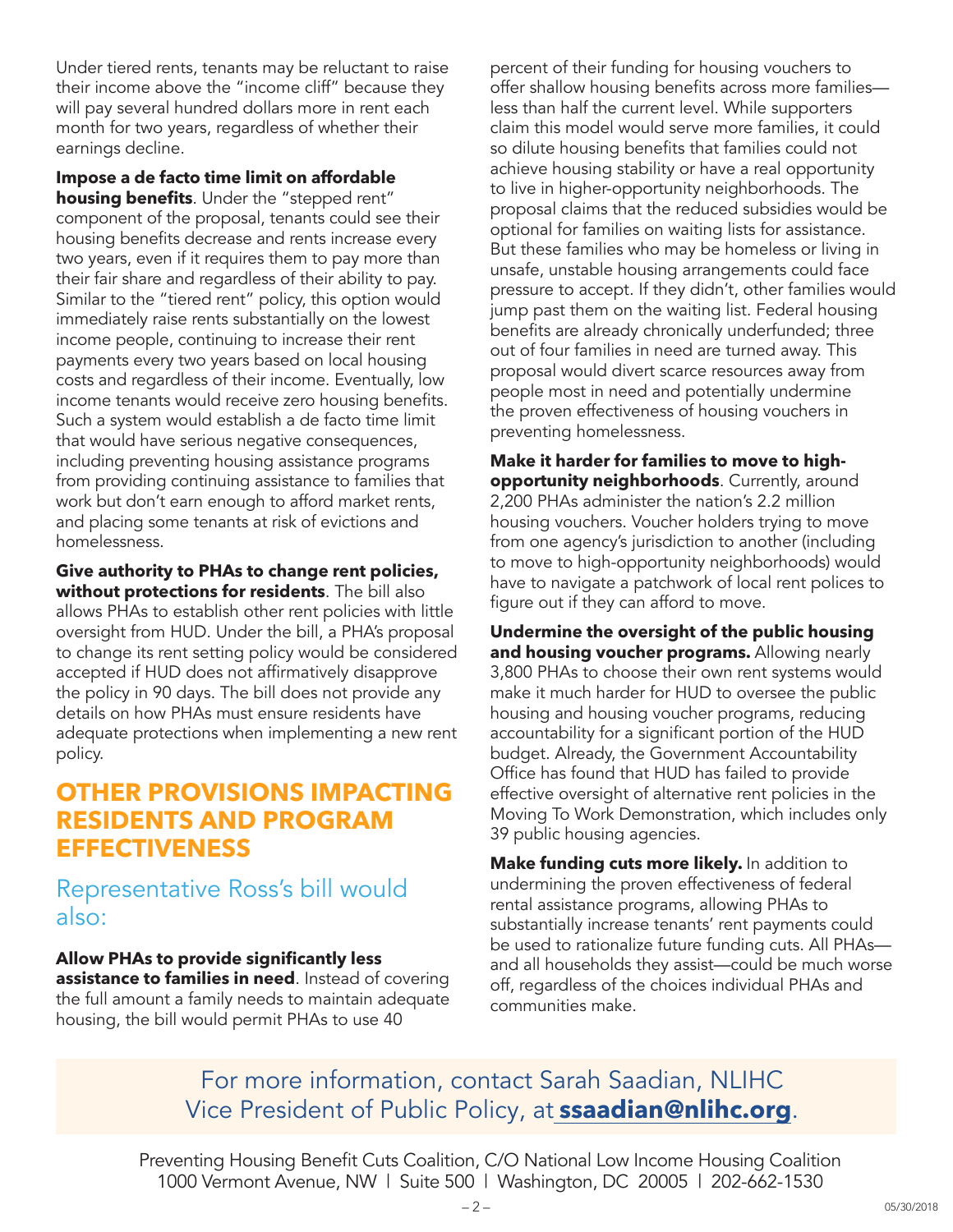Under tiered rents, tenants may be reluctant to raise their income above the "income cliff" because they will pay several hundred dollars more in rent each month for two years, regardless of whether their earnings decline.

**Impose a de facto time limit on affordable housing benefits**. Under the "stepped rent" component of the proposal, tenants could see their housing benefits decrease and rents increase every two years, even if it requires them to pay more than their fair share and regardless of their ability to pay. Similar to the "tiered rent" policy, this option would immediately raise rents substantially on the lowest income people, continuing to increase their rent payments every two years based on local housing costs and regardless of their income. Eventually, low income tenants would receive zero housing benefits. Such a system would establish a de facto time limit that would have serious negative consequences, including preventing housing assistance programs from providing continuing assistance to families that work but don't earn enough to afford market rents, and placing some tenants at risk of evictions and homelessness.

**Give authority to PHAs to change rent policies, without protections for residents**. The bill also allows PHAs to establish other rent policies with little oversight from HUD. Under the bill, a PHA's proposal to change its rent setting policy would be considered accepted if HUD does not affirmatively disapprove the policy in 90 days. The bill does not provide any details on how PHAs must ensure residents have adequate protections when implementing a new rent policy.

## OTHER PROVISIONS IMPACTING RESIDENTS AND PROGRAM EFFECTIVENESS

### Representative Ross's bill would also:

**Allow PHAs to provide significantly less assistance to families in need**. Instead of covering the full amount a family needs to maintain adequate housing, the bill would permit PHAs to use 40 percent of their funding for housing vouchers to offer shallow housing benefits across more families—less than half the current level. While supporters claim this model would serve more families, it could so dilute housing benefits that families could not achieve housing stability or have a real opportunity to live in higher-opportunity neighborhoods. The proposal claims that the reduced subsidies would be optional for families on waiting lists for assistance. But these families who may be homeless or living in unsafe, unstable housing arrangements could face pressure to accept. If they didn't, other families would jump past them on the waiting list. Federal housing benefits are already chronically underfunded; three out of four families in need are turned away. This proposal would divert scarce resources away from people most in need and potentially undermine the proven effectiveness of housing vouchers in preventing homelessness.

**Make it harder for families to move to high-opportunity neighborhoods**. Currently, around 2,200 PHAs administer the nation's 2.2 million housing vouchers. Voucher holders trying to move from one agency's jurisdiction to another (including to move to high-opportunity neighborhoods) would have to navigate a patchwork of local rent polices to figure out if they can afford to move.

**Undermine the oversight of the public housing and housing voucher programs.** Allowing nearly 3,800 PHAs to choose their own rent systems would make it much harder for HUD to oversee the public housing and housing voucher programs, reducing accountability for a significant portion of the HUD budget. Already, the Government Accountability Office has found that HUD has failed to provide effective oversight of alternative rent policies in the Moving To Work Demonstration, which includes only 39 public housing agencies.

**Make funding cuts more likely.** In addition to undermining the proven effectiveness of federal rental assistance programs, allowing PHAs to substantially increase tenants' rent payments could be used to rationalize future funding cuts. All PHAs—and all households they assist—could be much worse off, regardless of the choices individual PHAs and communities make.

For more information, contact Sarah Saadian, NLIHC Vice President of Public Policy, at **ssaadian@nlihc.org**.

Preventing Housing Benefit Cuts Coalition, C/O National Low Income Housing Coalition
1000 Vermont Avenue, NW | Suite 500 | Washington, DC 20005 | 202-662-1530

05/30/2018